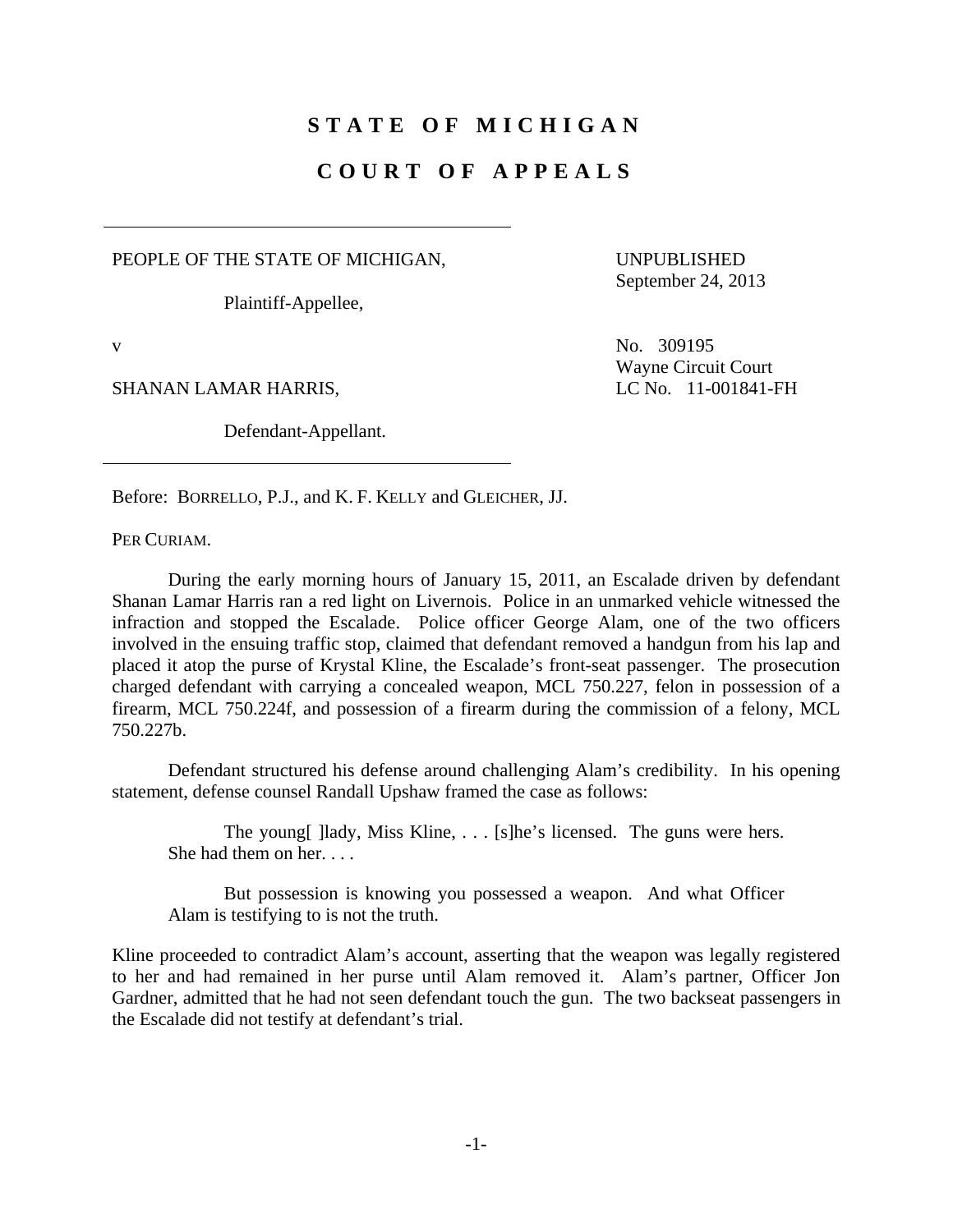# STATE OF MICHIGAN

# COURT OF APPEALS

PEOPLE OF THE STATE OF MICHIGAN,

Plaintiff-Appellee,

v

SHANAN LAMAR HARRIS,

Defendant-Appellant.

UNPUBLISHED
September 24, 2013

No. 309195
Wayne Circuit Court
LC No. 11-001841-FH

Before: BORRELLO, P.J., and K. F. KELLY and GLEICHER, JJ.

PER CURIAM.

During the early morning hours of January 15, 2011, an Escalade driven by defendant Shanan Lamar Harris ran a red light on Livernois. Police in an unmarked vehicle witnessed the infraction and stopped the Escalade. Police officer George Alam, one of the two officers involved in the ensuing traffic stop, claimed that defendant removed a handgun from his lap and placed it atop the purse of Krystal Kline, the Escalade's front-seat passenger. The prosecution charged defendant with carrying a concealed weapon, MCL 750.227, felon in possession of a firearm, MCL 750.224f, and possession of a firearm during the commission of a felony, MCL 750.227b.

Defendant structured his defense around challenging Alam's credibility. In his opening statement, defense counsel Randall Upshaw framed the case as follows:

> The young[ ]lady, Miss Kline, . . . [s]he's licensed. The guns were hers. She had them on her. . . .
>
> But possession is knowing you possessed a weapon. And what Officer Alam is testifying to is not the truth.

Kline proceeded to contradict Alam's account, asserting that the weapon was legally registered to her and had remained in her purse until Alam removed it. Alam's partner, Officer Jon Gardner, admitted that he had not seen defendant touch the gun. The two backseat passengers in the Escalade did not testify at defendant's trial.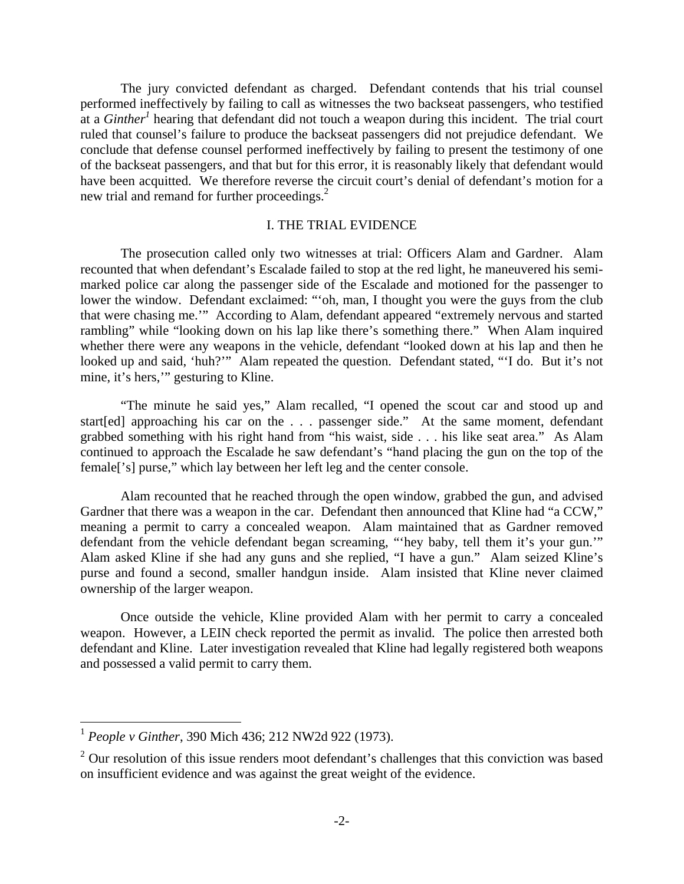The jury convicted defendant as charged. Defendant contends that his trial counsel performed ineffectively by failing to call as witnesses the two backseat passengers, who testified at a *Ginther*[1] hearing that defendant did not touch a weapon during this incident. The trial court ruled that counsel's failure to produce the backseat passengers did not prejudice defendant. We conclude that defense counsel performed ineffectively by failing to present the testimony of one of the backseat passengers, and that but for this error, it is reasonably likely that defendant would have been acquitted. We therefore reverse the circuit court's denial of defendant's motion for a new trial and remand for further proceedings.[2]

## I. THE TRIAL EVIDENCE

The prosecution called only two witnesses at trial: Officers Alam and Gardner. Alam recounted that when defendant's Escalade failed to stop at the red light, he maneuvered his semi-marked police car along the passenger side of the Escalade and motioned for the passenger to lower the window. Defendant exclaimed: "'oh, man, I thought you were the guys from the club that were chasing me.'" According to Alam, defendant appeared "extremely nervous and started rambling" while "looking down on his lap like there's something there." When Alam inquired whether there were any weapons in the vehicle, defendant "looked down at his lap and then he looked up and said, 'huh?'" Alam repeated the question. Defendant stated, "'I do. But it's not mine, it's hers,'" gesturing to Kline.

"The minute he said yes," Alam recalled, "I opened the scout car and stood up and start[ed] approaching his car on the . . . passenger side." At the same moment, defendant grabbed something with his right hand from "his waist, side . . . his like seat area." As Alam continued to approach the Escalade he saw defendant's "hand placing the gun on the top of the female['s] purse," which lay between her left leg and the center console.

Alam recounted that he reached through the open window, grabbed the gun, and advised Gardner that there was a weapon in the car. Defendant then announced that Kline had "a CCW," meaning a permit to carry a concealed weapon. Alam maintained that as Gardner removed defendant from the vehicle defendant began screaming, "'hey baby, tell them it's your gun.'" Alam asked Kline if she had any guns and she replied, "I have a gun." Alam seized Kline's purse and found a second, smaller handgun inside. Alam insisted that Kline never claimed ownership of the larger weapon.

Once outside the vehicle, Kline provided Alam with her permit to carry a concealed weapon. However, a LEIN check reported the permit as invalid. The police then arrested both defendant and Kline. Later investigation revealed that Kline had legally registered both weapons and possessed a valid permit to carry them.

---

[1] *People v Ginther*, 390 Mich 436; 212 NW2d 922 (1973).

[2] Our resolution of this issue renders moot defendant's challenges that this conviction was based on insufficient evidence and was against the great weight of the evidence.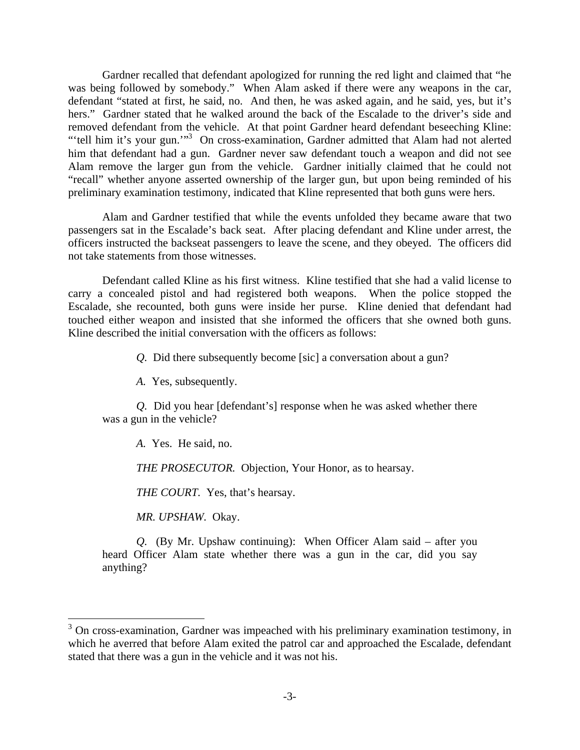Gardner recalled that defendant apologized for running the red light and claimed that "he was being followed by somebody." When Alam asked if there were any weapons in the car, defendant "stated at first, he said, no. And then, he was asked again, and he said, yes, but it's hers." Gardner stated that he walked around the back of the Escalade to the driver's side and removed defendant from the vehicle. At that point Gardner heard defendant beseeching Kline: "'tell him it's your gun.'"[3] On cross-examination, Gardner admitted that Alam had not alerted him that defendant had a gun. Gardner never saw defendant touch a weapon and did not see Alam remove the larger gun from the vehicle. Gardner initially claimed that he could not "recall" whether anyone asserted ownership of the larger gun, but upon being reminded of his preliminary examination testimony, indicated that Kline represented that both guns were hers.

Alam and Gardner testified that while the events unfolded they became aware that two passengers sat in the Escalade's back seat. After placing defendant and Kline under arrest, the officers instructed the backseat passengers to leave the scene, and they obeyed. The officers did not take statements from those witnesses.

Defendant called Kline as his first witness. Kline testified that she had a valid license to carry a concealed pistol and had registered both weapons. When the police stopped the Escalade, she recounted, both guns were inside her purse. Kline denied that defendant had touched either weapon and insisted that she informed the officers that she owned both guns. Kline described the initial conversation with the officers as follows:

> *Q.* Did there subsequently become [sic] a conversation about a gun?
>
> *A.* Yes, subsequently.
>
> *Q.* Did you hear [defendant's] response when he was asked whether there was a gun in the vehicle?
>
> *A.* Yes. He said, no.
>
> *THE PROSECUTOR.* Objection, Your Honor, as to hearsay.
>
> *THE COURT.* Yes, that's hearsay.
>
> *MR. UPSHAW.* Okay.
>
> *Q.* (By Mr. Upshaw continuing): When Officer Alam said – after you heard Officer Alam state whether there was a gun in the car, did you say anything?

[3] On cross-examination, Gardner was impeached with his preliminary examination testimony, in which he averred that before Alam exited the patrol car and approached the Escalade, defendant stated that there was a gun in the vehicle and it was not his.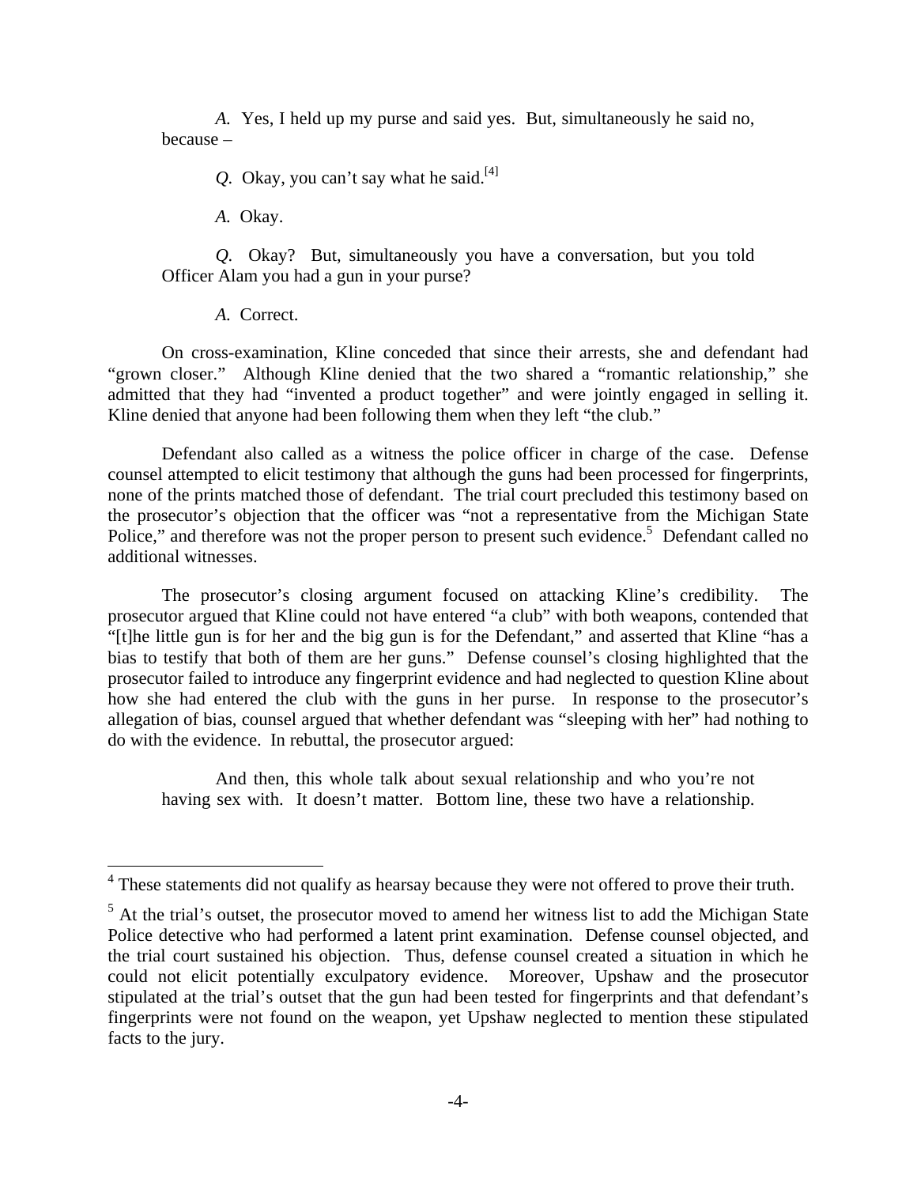*A.* Yes, I held up my purse and said yes. But, simultaneously he said no, because –

*Q.* Okay, you can't say what he said.[4]

*A.* Okay.

*Q.* Okay? But, simultaneously you have a conversation, but you told Officer Alam you had a gun in your purse?

*A.* Correct.

On cross-examination, Kline conceded that since their arrests, she and defendant had "grown closer." Although Kline denied that the two shared a "romantic relationship," she admitted that they had "invented a product together" and were jointly engaged in selling it. Kline denied that anyone had been following them when they left "the club."

Defendant also called as a witness the police officer in charge of the case. Defense counsel attempted to elicit testimony that although the guns had been processed for fingerprints, none of the prints matched those of defendant. The trial court precluded this testimony based on the prosecutor's objection that the officer was "not a representative from the Michigan State Police," and therefore was not the proper person to present such evidence.[5] Defendant called no additional witnesses.

The prosecutor's closing argument focused on attacking Kline's credibility. The prosecutor argued that Kline could not have entered "a club" with both weapons, contended that "[t]he little gun is for her and the big gun is for the Defendant," and asserted that Kline "has a bias to testify that both of them are her guns." Defense counsel's closing highlighted that the prosecutor failed to introduce any fingerprint evidence and had neglected to question Kline about how she had entered the club with the guns in her purse. In response to the prosecutor's allegation of bias, counsel argued that whether defendant was "sleeping with her" had nothing to do with the evidence. In rebuttal, the prosecutor argued:

> And then, this whole talk about sexual relationship and who you're not having sex with. It doesn't matter. Bottom line, these two have a relationship.

---

[4] These statements did not qualify as hearsay because they were not offered to prove their truth.

[5] At the trial's outset, the prosecutor moved to amend her witness list to add the Michigan State Police detective who had performed a latent print examination. Defense counsel objected, and the trial court sustained his objection. Thus, defense counsel created a situation in which he could not elicit potentially exculpatory evidence. Moreover, Upshaw and the prosecutor stipulated at the trial's outset that the gun had been tested for fingerprints and that defendant's fingerprints were not found on the weapon, yet Upshaw neglected to mention these stipulated facts to the jury.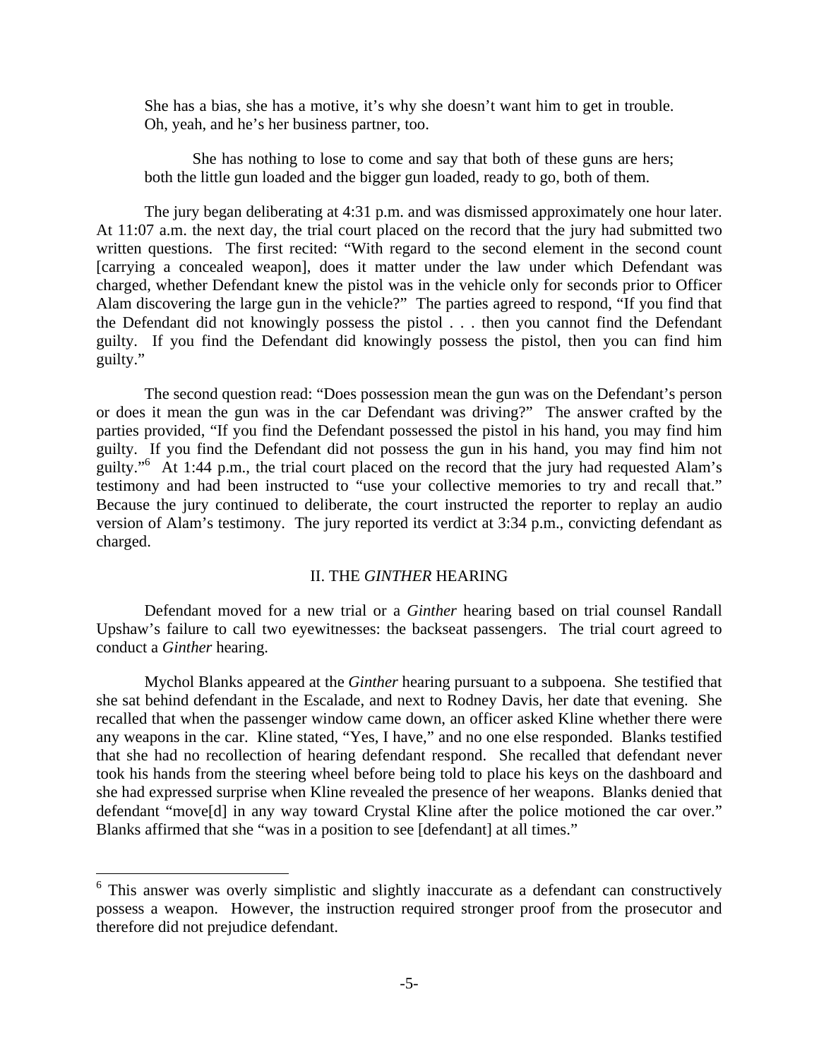She has a bias, she has a motive, it's why she doesn't want him to get in trouble. Oh, yeah, and he's her business partner, too.

She has nothing to lose to come and say that both of these guns are hers; both the little gun loaded and the bigger gun loaded, ready to go, both of them.

The jury began deliberating at 4:31 p.m. and was dismissed approximately one hour later. At 11:07 a.m. the next day, the trial court placed on the record that the jury had submitted two written questions. The first recited: "With regard to the second element in the second count [carrying a concealed weapon], does it matter under the law under which Defendant was charged, whether Defendant knew the pistol was in the vehicle only for seconds prior to Officer Alam discovering the large gun in the vehicle?" The parties agreed to respond, "If you find that the Defendant did not knowingly possess the pistol . . . then you cannot find the Defendant guilty. If you find the Defendant did knowingly possess the pistol, then you can find him guilty."

The second question read: "Does possession mean the gun was on the Defendant's person or does it mean the gun was in the car Defendant was driving?" The answer crafted by the parties provided, "If you find the Defendant possessed the pistol in his hand, you may find him guilty. If you find the Defendant did not possess the gun in his hand, you may find him not guilty."[6] At 1:44 p.m., the trial court placed on the record that the jury had requested Alam's testimony and had been instructed to "use your collective memories to try and recall that." Because the jury continued to deliberate, the court instructed the reporter to replay an audio version of Alam's testimony. The jury reported its verdict at 3:34 p.m., convicting defendant as charged.

## II. THE *GINTHER* HEARING

Defendant moved for a new trial or a *Ginther* hearing based on trial counsel Randall Upshaw's failure to call two eyewitnesses: the backseat passengers. The trial court agreed to conduct a *Ginther* hearing.

Mychol Blanks appeared at the *Ginther* hearing pursuant to a subpoena. She testified that she sat behind defendant in the Escalade, and next to Rodney Davis, her date that evening. She recalled that when the passenger window came down, an officer asked Kline whether there were any weapons in the car. Kline stated, "Yes, I have," and no one else responded. Blanks testified that she had no recollection of hearing defendant respond. She recalled that defendant never took his hands from the steering wheel before being told to place his keys on the dashboard and she had expressed surprise when Kline revealed the presence of her weapons. Blanks denied that defendant "move[d] in any way toward Crystal Kline after the police motioned the car over." Blanks affirmed that she "was in a position to see [defendant] at all times."

---

[6] This answer was overly simplistic and slightly inaccurate as a defendant can constructively possess a weapon. However, the instruction required stronger proof from the prosecutor and therefore did not prejudice defendant.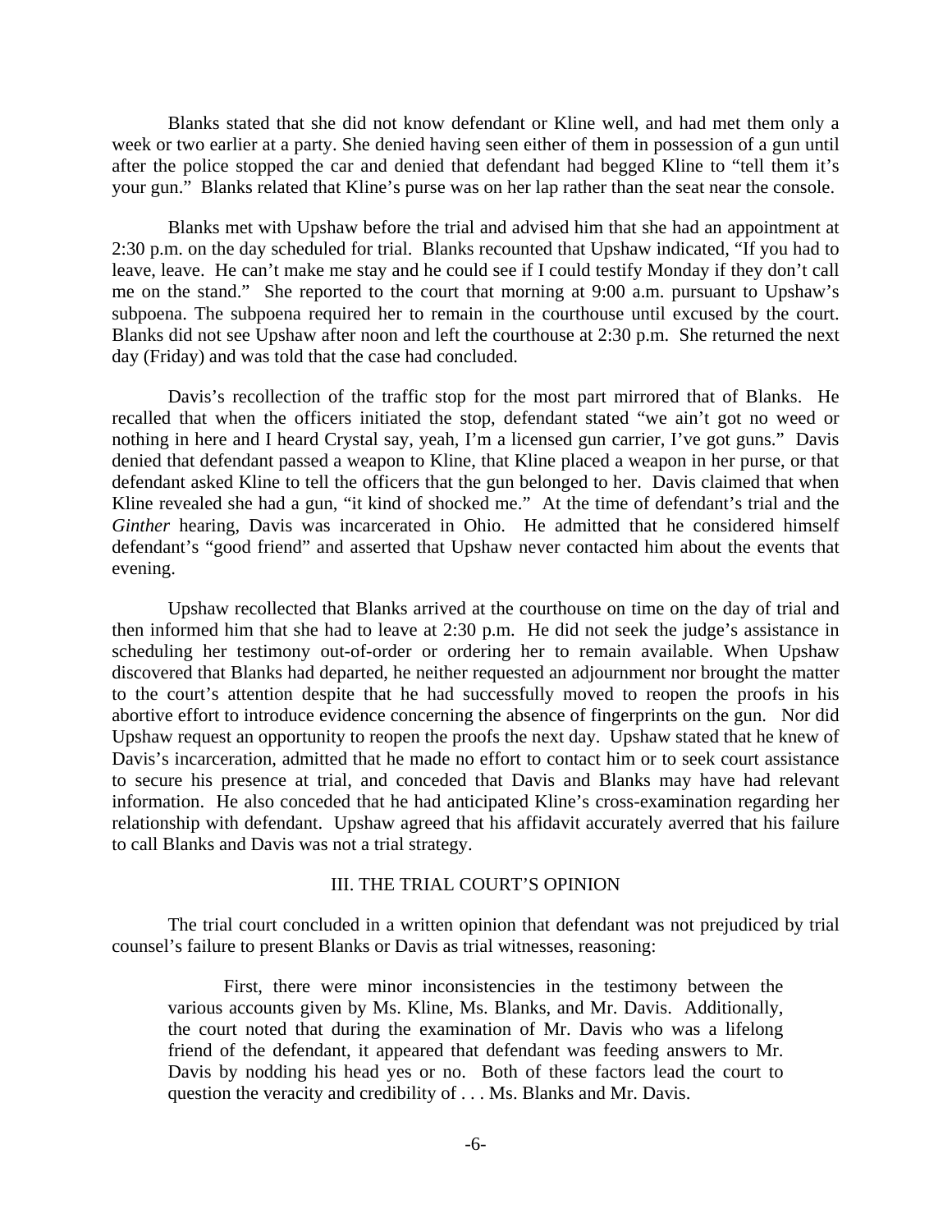Blanks stated that she did not know defendant or Kline well, and had met them only a week or two earlier at a party. She denied having seen either of them in possession of a gun until after the police stopped the car and denied that defendant had begged Kline to "tell them it's your gun." Blanks related that Kline's purse was on her lap rather than the seat near the console.

Blanks met with Upshaw before the trial and advised him that she had an appointment at 2:30 p.m. on the day scheduled for trial. Blanks recounted that Upshaw indicated, "If you had to leave, leave. He can't make me stay and he could see if I could testify Monday if they don't call me on the stand." She reported to the court that morning at 9:00 a.m. pursuant to Upshaw's subpoena. The subpoena required her to remain in the courthouse until excused by the court. Blanks did not see Upshaw after noon and left the courthouse at 2:30 p.m. She returned the next day (Friday) and was told that the case had concluded.

Davis's recollection of the traffic stop for the most part mirrored that of Blanks. He recalled that when the officers initiated the stop, defendant stated "we ain't got no weed or nothing in here and I heard Crystal say, yeah, I'm a licensed gun carrier, I've got guns." Davis denied that defendant passed a weapon to Kline, that Kline placed a weapon in her purse, or that defendant asked Kline to tell the officers that the gun belonged to her. Davis claimed that when Kline revealed she had a gun, "it kind of shocked me." At the time of defendant's trial and the *Ginther* hearing, Davis was incarcerated in Ohio. He admitted that he considered himself defendant's "good friend" and asserted that Upshaw never contacted him about the events that evening.

Upshaw recollected that Blanks arrived at the courthouse on time on the day of trial and then informed him that she had to leave at 2:30 p.m. He did not seek the judge's assistance in scheduling her testimony out-of-order or ordering her to remain available. When Upshaw discovered that Blanks had departed, he neither requested an adjournment nor brought the matter to the court's attention despite that he had successfully moved to reopen the proofs in his abortive effort to introduce evidence concerning the absence of fingerprints on the gun. Nor did Upshaw request an opportunity to reopen the proofs the next day. Upshaw stated that he knew of Davis's incarceration, admitted that he made no effort to contact him or to seek court assistance to secure his presence at trial, and conceded that Davis and Blanks may have had relevant information. He also conceded that he had anticipated Kline's cross-examination regarding her relationship with defendant. Upshaw agreed that his affidavit accurately averred that his failure to call Blanks and Davis was not a trial strategy.

## III. THE TRIAL COURT'S OPINION

The trial court concluded in a written opinion that defendant was not prejudiced by trial counsel's failure to present Blanks or Davis as trial witnesses, reasoning:

> First, there were minor inconsistencies in the testimony between the various accounts given by Ms. Kline, Ms. Blanks, and Mr. Davis. Additionally, the court noted that during the examination of Mr. Davis who was a lifelong friend of the defendant, it appeared that defendant was feeding answers to Mr. Davis by nodding his head yes or no. Both of these factors lead the court to question the veracity and credibility of . . . Ms. Blanks and Mr. Davis.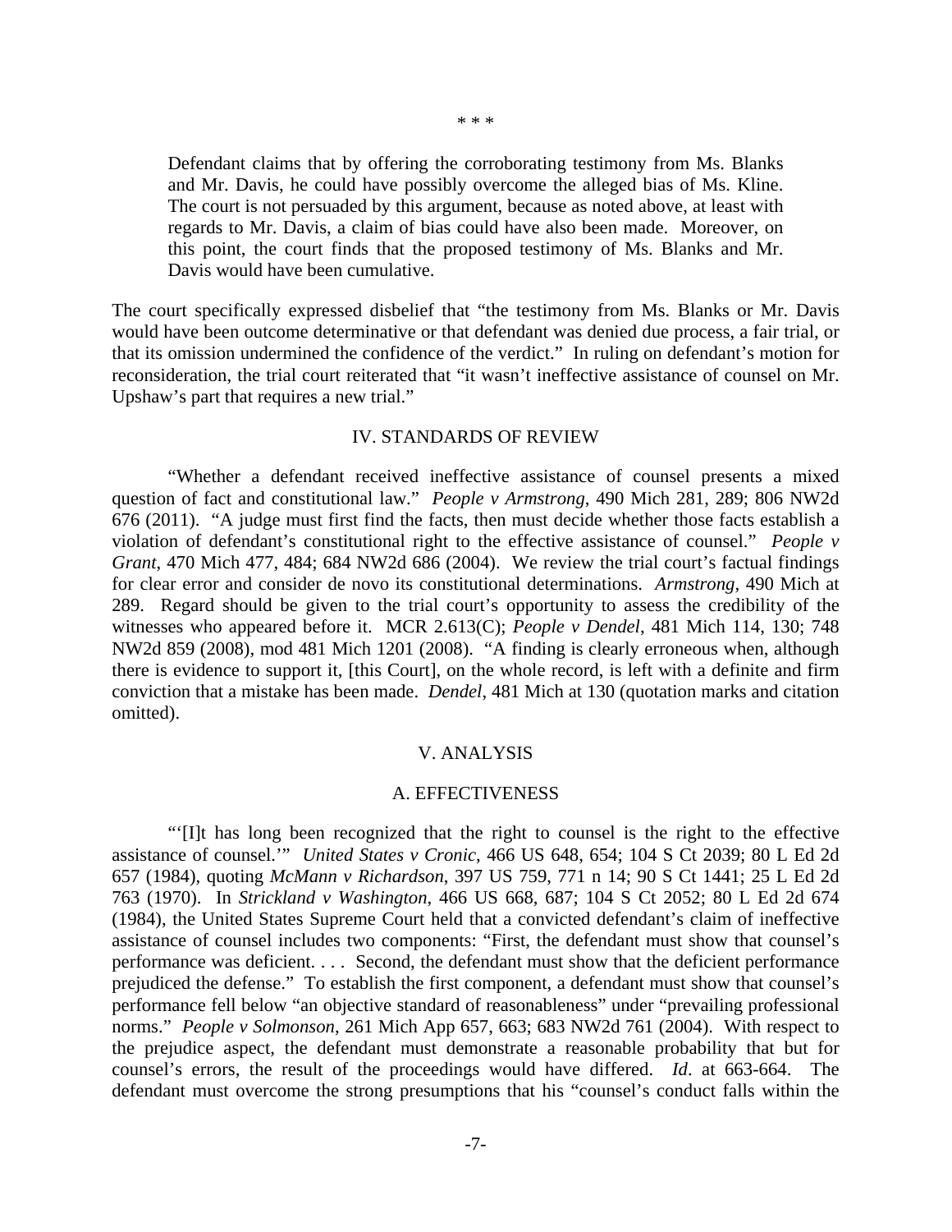\* \* \*

> Defendant claims that by offering the corroborating testimony from Ms. Blanks and Mr. Davis, he could have possibly overcome the alleged bias of Ms. Kline. The court is not persuaded by this argument, because as noted above, at least with regards to Mr. Davis, a claim of bias could have also been made. Moreover, on this point, the court finds that the proposed testimony of Ms. Blanks and Mr. Davis would have been cumulative.

The court specifically expressed disbelief that "the testimony from Ms. Blanks or Mr. Davis would have been outcome determinative or that defendant was denied due process, a fair trial, or that its omission undermined the confidence of the verdict." In ruling on defendant's motion for reconsideration, the trial court reiterated that "it wasn't ineffective assistance of counsel on Mr. Upshaw's part that requires a new trial."

## IV. STANDARDS OF REVIEW

"Whether a defendant received ineffective assistance of counsel presents a mixed question of fact and constitutional law." *People v Armstrong*, 490 Mich 281, 289; 806 NW2d 676 (2011). "A judge must first find the facts, then must decide whether those facts establish a violation of defendant's constitutional right to the effective assistance of counsel." *People v Grant*, 470 Mich 477, 484; 684 NW2d 686 (2004). We review the trial court's factual findings for clear error and consider de novo its constitutional determinations. *Armstrong*, 490 Mich at 289. Regard should be given to the trial court's opportunity to assess the credibility of the witnesses who appeared before it. MCR 2.613(C); *People v Dendel*, 481 Mich 114, 130; 748 NW2d 859 (2008), mod 481 Mich 1201 (2008). "A finding is clearly erroneous when, although there is evidence to support it, [this Court], on the whole record, is left with a definite and firm conviction that a mistake has been made. *Dendel*, 481 Mich at 130 (quotation marks and citation omitted).

## V. ANALYSIS

### A. EFFECTIVENESS

"'[I]t has long been recognized that the right to counsel is the right to the effective assistance of counsel.'" *United States v Cronic*, 466 US 648, 654; 104 S Ct 2039; 80 L Ed 2d 657 (1984), quoting *McMann v Richardson*, 397 US 759, 771 n 14; 90 S Ct 1441; 25 L Ed 2d 763 (1970). In *Strickland v Washington*, 466 US 668, 687; 104 S Ct 2052; 80 L Ed 2d 674 (1984), the United States Supreme Court held that a convicted defendant's claim of ineffective assistance of counsel includes two components: "First, the defendant must show that counsel's performance was deficient. . . . Second, the defendant must show that the deficient performance prejudiced the defense." To establish the first component, a defendant must show that counsel's performance fell below "an objective standard of reasonableness" under "prevailing professional norms." *People v Solmonson*, 261 Mich App 657, 663; 683 NW2d 761 (2004). With respect to the prejudice aspect, the defendant must demonstrate a reasonable probability that but for counsel's errors, the result of the proceedings would have differed. *Id*. at 663-664. The defendant must overcome the strong presumptions that his "counsel's conduct falls within the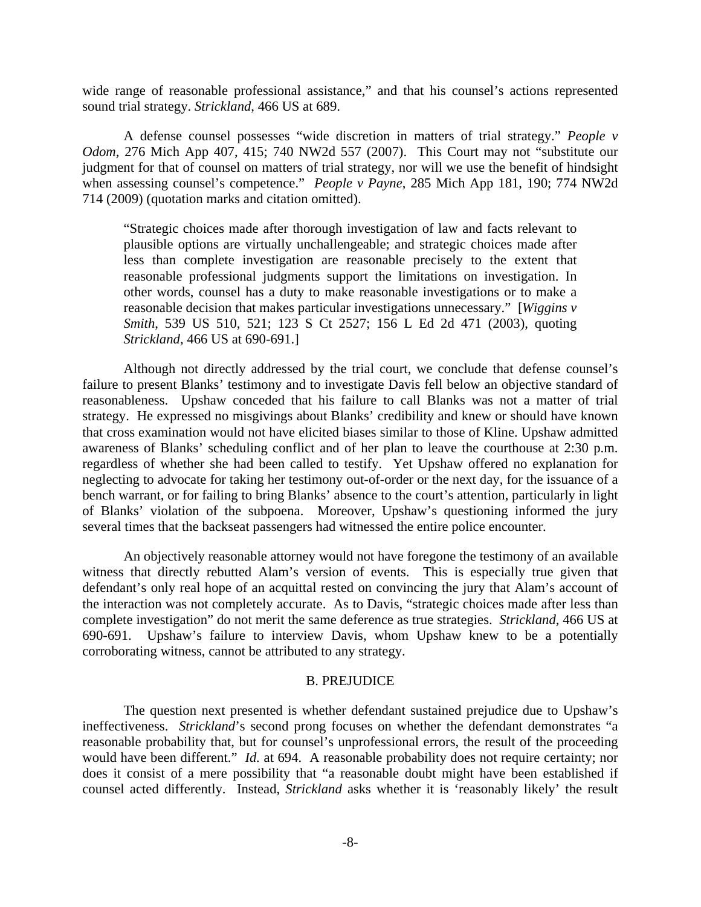wide range of reasonable professional assistance," and that his counsel's actions represented sound trial strategy. *Strickland*, 466 US at 689.

A defense counsel possesses "wide discretion in matters of trial strategy." *People v Odom*, 276 Mich App 407, 415; 740 NW2d 557 (2007). This Court may not "substitute our judgment for that of counsel on matters of trial strategy, nor will we use the benefit of hindsight when assessing counsel's competence." *People v Payne*, 285 Mich App 181, 190; 774 NW2d 714 (2009) (quotation marks and citation omitted).

> "Strategic choices made after thorough investigation of law and facts relevant to plausible options are virtually unchallengeable; and strategic choices made after less than complete investigation are reasonable precisely to the extent that reasonable professional judgments support the limitations on investigation. In other words, counsel has a duty to make reasonable investigations or to make a reasonable decision that makes particular investigations unnecessary." [*Wiggins v Smith*, 539 US 510, 521; 123 S Ct 2527; 156 L Ed 2d 471 (2003), quoting *Strickland*, 466 US at 690-691.]

Although not directly addressed by the trial court, we conclude that defense counsel's failure to present Blanks' testimony and to investigate Davis fell below an objective standard of reasonableness. Upshaw conceded that his failure to call Blanks was not a matter of trial strategy. He expressed no misgivings about Blanks' credibility and knew or should have known that cross examination would not have elicited biases similar to those of Kline. Upshaw admitted awareness of Blanks' scheduling conflict and of her plan to leave the courthouse at 2:30 p.m. regardless of whether she had been called to testify. Yet Upshaw offered no explanation for neglecting to advocate for taking her testimony out-of-order or the next day, for the issuance of a bench warrant, or for failing to bring Blanks' absence to the court's attention, particularly in light of Blanks' violation of the subpoena. Moreover, Upshaw's questioning informed the jury several times that the backseat passengers had witnessed the entire police encounter.

An objectively reasonable attorney would not have foregone the testimony of an available witness that directly rebutted Alam's version of events. This is especially true given that defendant's only real hope of an acquittal rested on convincing the jury that Alam's account of the interaction was not completely accurate. As to Davis, "strategic choices made after less than complete investigation" do not merit the same deference as true strategies. *Strickland*, 466 US at 690-691. Upshaw's failure to interview Davis, whom Upshaw knew to be a potentially corroborating witness, cannot be attributed to any strategy.

### B. PREJUDICE

The question next presented is whether defendant sustained prejudice due to Upshaw's ineffectiveness. *Strickland*'s second prong focuses on whether the defendant demonstrates "a reasonable probability that, but for counsel's unprofessional errors, the result of the proceeding would have been different." *Id.* at 694. A reasonable probability does not require certainty; nor does it consist of a mere possibility that "a reasonable doubt might have been established if counsel acted differently. Instead, *Strickland* asks whether it is 'reasonably likely' the result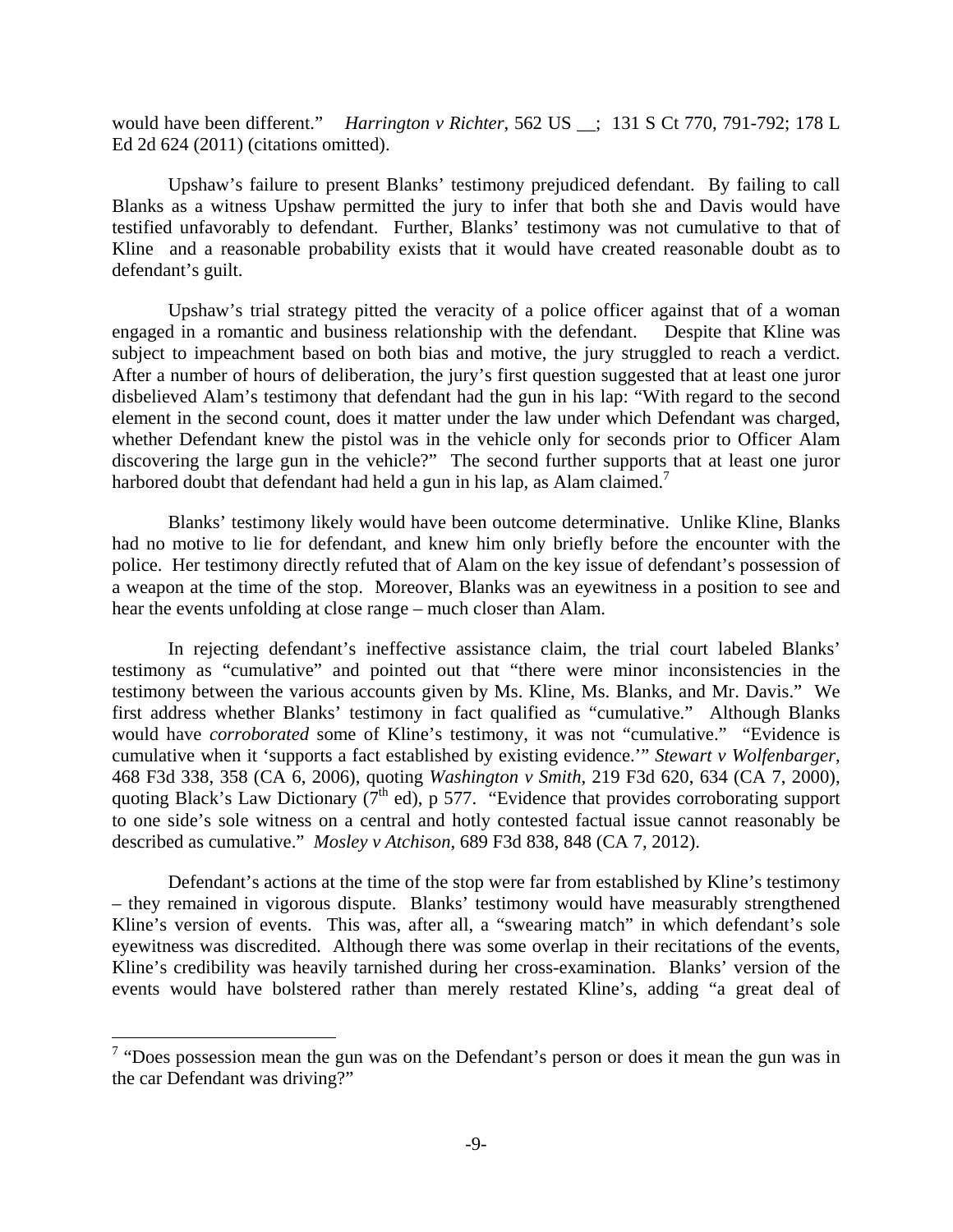would have been different." *Harrington v Richter*, 562 US __; 131 S Ct 770, 791-792; 178 L Ed 2d 624 (2011) (citations omitted).

Upshaw's failure to present Blanks' testimony prejudiced defendant. By failing to call Blanks as a witness Upshaw permitted the jury to infer that both she and Davis would have testified unfavorably to defendant. Further, Blanks' testimony was not cumulative to that of Kline and a reasonable probability exists that it would have created reasonable doubt as to defendant's guilt.

Upshaw's trial strategy pitted the veracity of a police officer against that of a woman engaged in a romantic and business relationship with the defendant. Despite that Kline was subject to impeachment based on both bias and motive, the jury struggled to reach a verdict. After a number of hours of deliberation, the jury's first question suggested that at least one juror disbelieved Alam's testimony that defendant had the gun in his lap: "With regard to the second element in the second count, does it matter under the law under which Defendant was charged, whether Defendant knew the pistol was in the vehicle only for seconds prior to Officer Alam discovering the large gun in the vehicle?" The second further supports that at least one juror harbored doubt that defendant had held a gun in his lap, as Alam claimed.[7]

Blanks' testimony likely would have been outcome determinative. Unlike Kline, Blanks had no motive to lie for defendant, and knew him only briefly before the encounter with the police. Her testimony directly refuted that of Alam on the key issue of defendant's possession of a weapon at the time of the stop. Moreover, Blanks was an eyewitness in a position to see and hear the events unfolding at close range – much closer than Alam.

In rejecting defendant's ineffective assistance claim, the trial court labeled Blanks' testimony as "cumulative" and pointed out that "there were minor inconsistencies in the testimony between the various accounts given by Ms. Kline, Ms. Blanks, and Mr. Davis." We first address whether Blanks' testimony in fact qualified as "cumulative." Although Blanks would have *corroborated* some of Kline's testimony, it was not "cumulative." "Evidence is cumulative when it 'supports a fact established by existing evidence.'" *Stewart v Wolfenbarger*, 468 F3d 338, 358 (CA 6, 2006), quoting *Washington v Smith*, 219 F3d 620, 634 (CA 7, 2000), quoting Black's Law Dictionary (7th ed), p 577. "Evidence that provides corroborating support to one side's sole witness on a central and hotly contested factual issue cannot reasonably be described as cumulative." *Mosley v Atchison*, 689 F3d 838, 848 (CA 7, 2012).

Defendant's actions at the time of the stop were far from established by Kline's testimony – they remained in vigorous dispute. Blanks' testimony would have measurably strengthened Kline's version of events. This was, after all, a "swearing match" in which defendant's sole eyewitness was discredited. Although there was some overlap in their recitations of the events, Kline's credibility was heavily tarnished during her cross-examination. Blanks' version of the events would have bolstered rather than merely restated Kline's, adding "a great deal of

---

[7] "Does possession mean the gun was on the Defendant's person or does it mean the gun was in the car Defendant was driving?"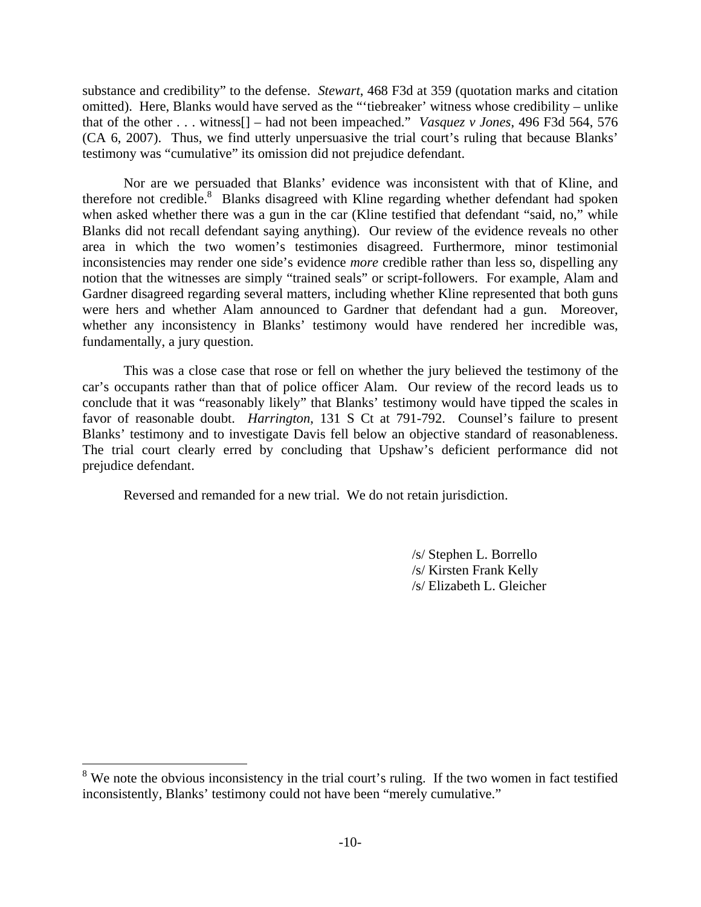substance and credibility" to the defense. *Stewart*, 468 F3d at 359 (quotation marks and citation omitted). Here, Blanks would have served as the "'tiebreaker' witness whose credibility – unlike that of the other . . . witness[] – had not been impeached." *Vasquez v Jones*, 496 F3d 564, 576 (CA 6, 2007). Thus, we find utterly unpersuasive the trial court's ruling that because Blanks' testimony was "cumulative" its omission did not prejudice defendant.

Nor are we persuaded that Blanks' evidence was inconsistent with that of Kline, and therefore not credible.[8] Blanks disagreed with Kline regarding whether defendant had spoken when asked whether there was a gun in the car (Kline testified that defendant "said, no," while Blanks did not recall defendant saying anything). Our review of the evidence reveals no other area in which the two women's testimonies disagreed. Furthermore, minor testimonial inconsistencies may render one side's evidence *more* credible rather than less so, dispelling any notion that the witnesses are simply "trained seals" or script-followers. For example, Alam and Gardner disagreed regarding several matters, including whether Kline represented that both guns were hers and whether Alam announced to Gardner that defendant had a gun. Moreover, whether any inconsistency in Blanks' testimony would have rendered her incredible was, fundamentally, a jury question.

This was a close case that rose or fell on whether the jury believed the testimony of the car's occupants rather than that of police officer Alam. Our review of the record leads us to conclude that it was "reasonably likely" that Blanks' testimony would have tipped the scales in favor of reasonable doubt. *Harrington*, 131 S Ct at 791-792. Counsel's failure to present Blanks' testimony and to investigate Davis fell below an objective standard of reasonableness. The trial court clearly erred by concluding that Upshaw's deficient performance did not prejudice defendant.

Reversed and remanded for a new trial. We do not retain jurisdiction.

/s/ Stephen L. Borrello
/s/ Kirsten Frank Kelly
/s/ Elizabeth L. Gleicher

---

[8] We note the obvious inconsistency in the trial court's ruling. If the two women in fact testified inconsistently, Blanks' testimony could not have been "merely cumulative."